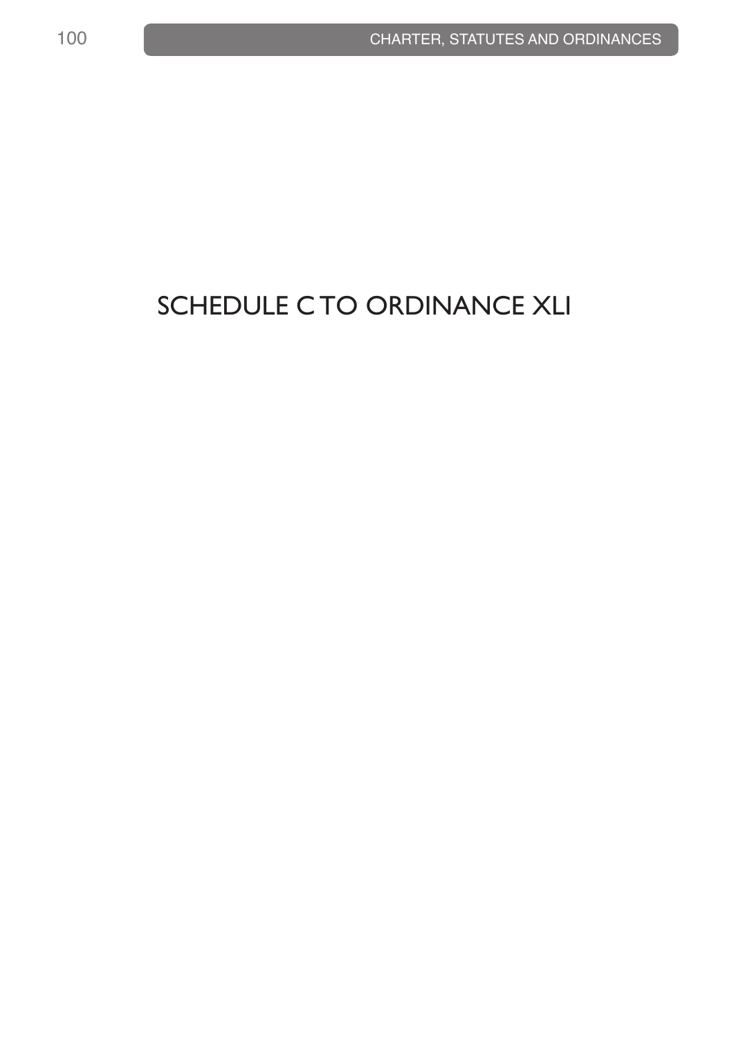# SCHEDULE C TO ORDINANCE XLI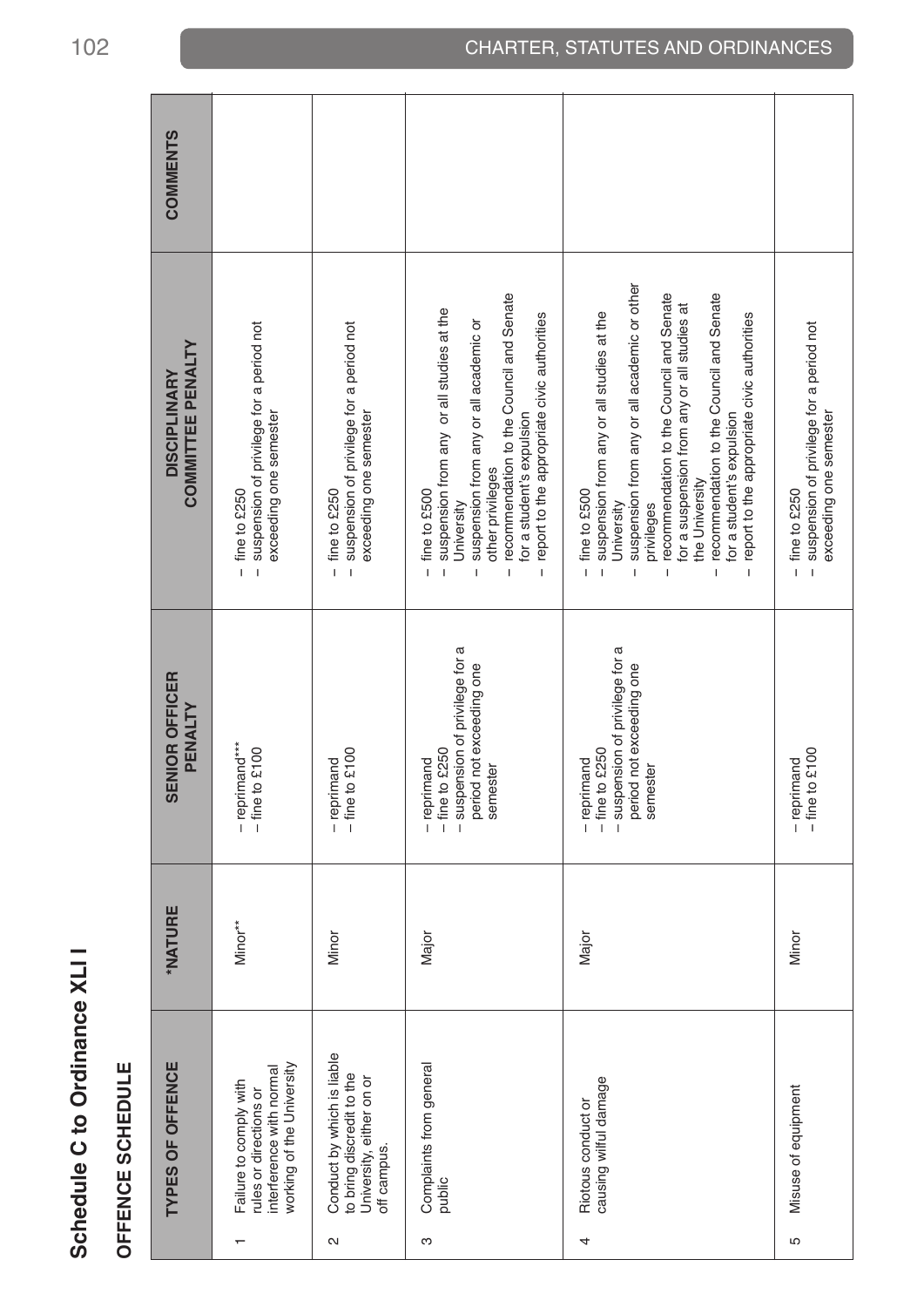## Schedule C to Ordinance XLI I

### OFFENCE SCHEDULE

| TYPES OF OFFENCE | *NATURE | SENIOR OFFICER PENALTY | DISCIPLINARY COMMITTEE PENALTY | COMMENTS |
|---|---|---|---|---|
| 1 Failure to comply with rules or directions or interference with normal working of the University | Minor** | – reprimand*** <br> – fine to £100 | – fine to £250 <br> – suspension of privilege for a period not exceeding one semester | |
| 2 Conduct by which is liable to bring discredit to the University, either on or off campus. | Minor | – reprimand <br> – fine to £100 | – fine to £250 <br> – suspension of privilege for a period not exceeding one semester | |
| 3 Complaints from general public | Major | – reprimand <br> – fine to £250 <br> – suspension of privilege for a period not exceeding one semester | – fine to £500 <br> – suspension from any or all studies at the University <br> – suspension from any or all academic or other privileges <br> – recommendation to the Council and Senate for a student's expulsion <br> – report to the appropriate civic authorities | |
| 4 Riotous conduct or causing wilful damage | Major | – reprimand <br> – fine to £250 <br> – suspension of privilege for a period not exceeding one semester | – fine to £500 <br> – suspension from any or all studies at the University <br> – suspension from any or all academic or other privileges <br> – recommendation to the Council and Senate for a suspension from any or all studies at the University <br> – recommendation to the Council and Senate for a student's expulsion <br> – report to the appropriate civic authorities | |
| 5 Misuse of equipment | Minor | – reprimand <br> – fine to £100 | – fine to £250 <br> – suspension of privilege for a period not exceeding one semester | |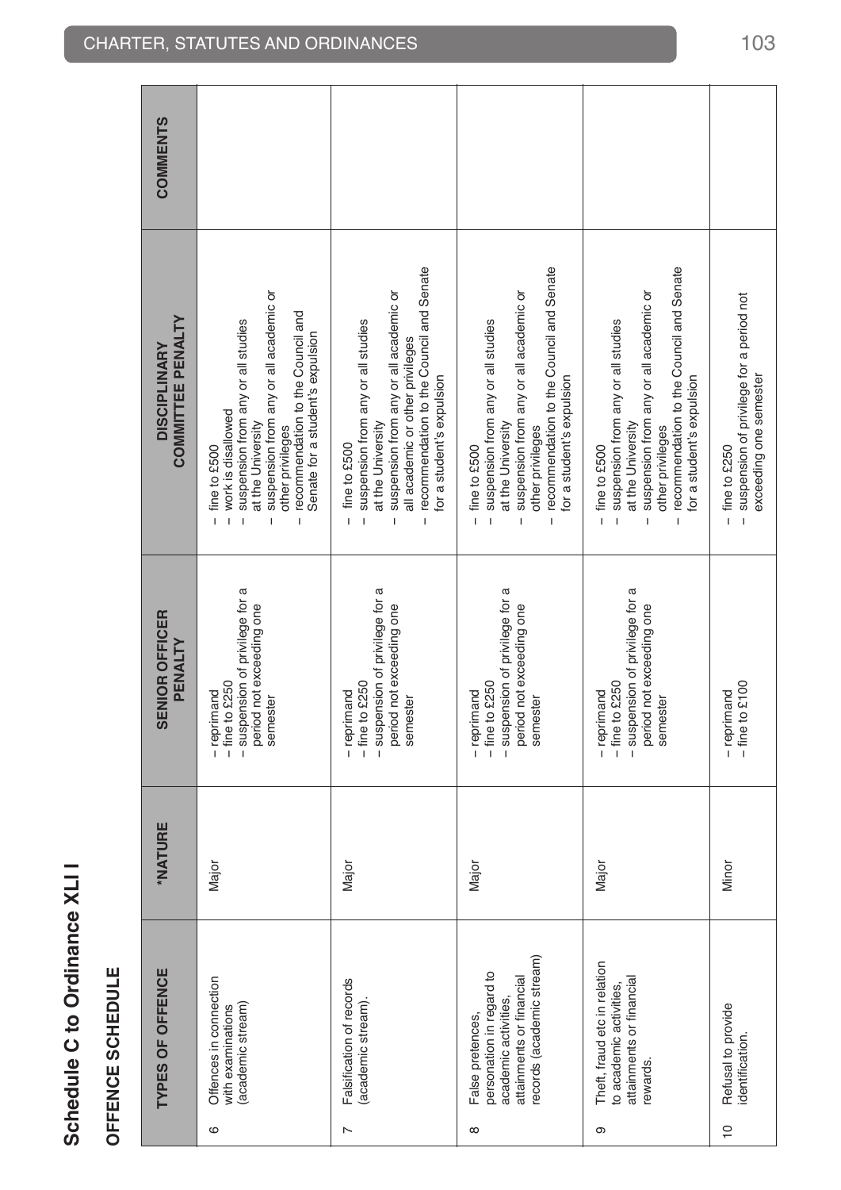# Schedule C to Ordinance XLI I

## OFFENCE SCHEDULE

| | TYPES OF OFFENCE | *NATURE | SENIOR OFFICER PENALTY | DISCIPLINARY COMMITTEE PENALTY | COMMENTS |
|---|---|---|---|---|---|
| 6 | Offences in connection with examinations (academic stream) | Major | – reprimand<br>– fine to £250<br>– suspension of privilege for a period not exceeding one semester | – fine to £500<br>– work is disallowed<br>– suspension from any or all studies at the University<br>– suspension from any or all academic or other privileges<br>– recommendation to the Council and Senate for a student's expulsion | |
| 7 | Falsification of records (academic stream). | Major | – reprimand<br>– fine to £250<br>– suspension of privilege for a period not exceeding one semester | – fine to £500<br>– suspension from any or all studies at the University<br>– suspension from any or all academic or all academic or other privileges<br>– recommendation to the Council and Senate for a student's expulsion | |
| 8 | False pretences, personation in regard to academic activities, attainments or financial records (academic stream) | Major | – reprimand<br>– fine to £250<br>– suspension of privilege for a period not exceeding one semester | – fine to £500<br>– suspension from any or all studies at the University<br>– suspension from any or all academic or other privileges<br>– recommendation to the Council and Senate for a student's expulsion | |
| 9 | Theft, fraud etc in relation to academic activities, attainments or financial rewards. | Major | – reprimand<br>– fine to £250<br>– suspension of privilege for a period not exceeding one semester | – fine to £500<br>– suspension from any or all studies at the University<br>– suspension from any or all academic or other privileges<br>– recommendation to the Council and Senate for a student's expulsion | |
| 10 | Refusal to provide identification. | Minor | – reprimand<br>– fine to £100 | – fine to £250<br>– suspension of privilege for a period not exceeding one semester | |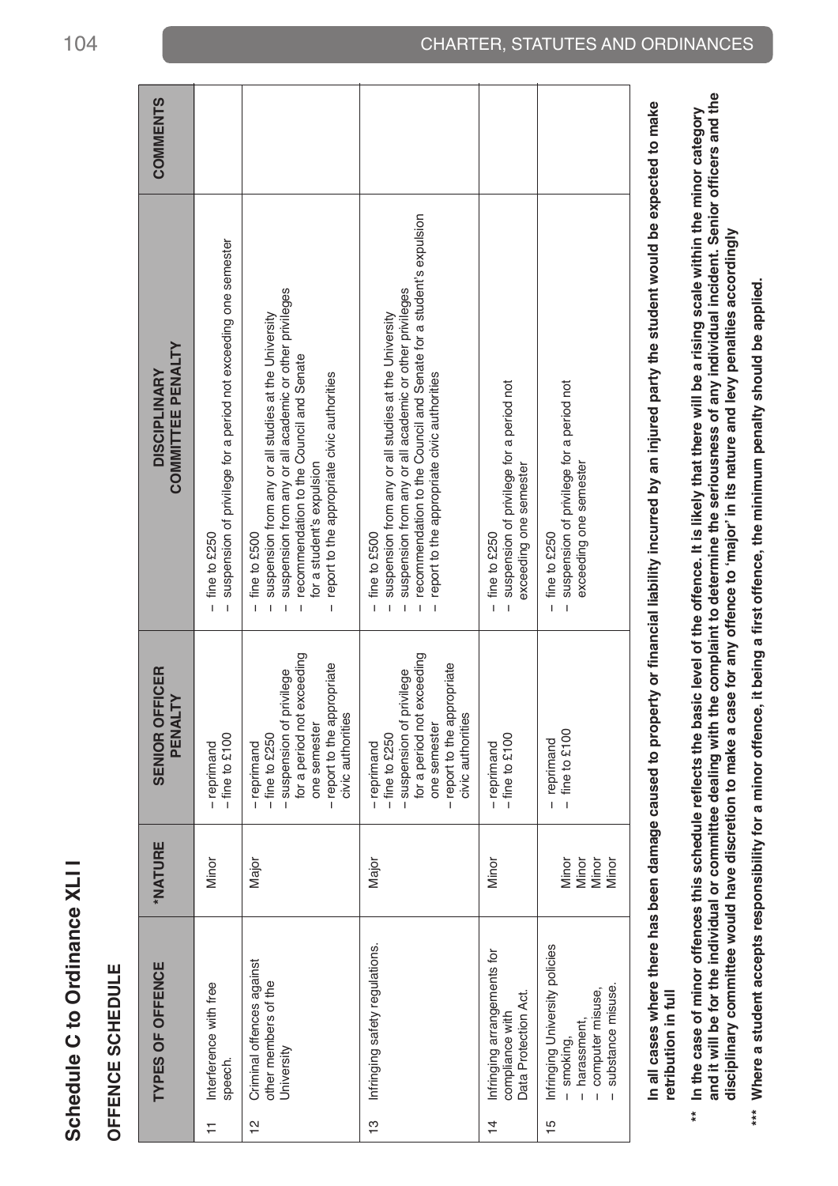## Schedule C to Ordinance XLII

### OFFENCE SCHEDULE

| | TYPES OF OFFENCE | *NATURE | SENIOR OFFICER PENALTY | DISCIPLINARY COMMITTEE PENALTY | COMMENTS |
|---|---|---|---|---|---|
| 11 | Interference with free speech. | Minor | – reprimand<br>– fine to £100 | – fine to £250<br>– suspension of privilege for a period not exceeding one semester | |
| 12 | Criminal offences against other members of the University | Major | – reprimand<br>– fine to £250<br>– suspension of privilege for a period not exceeding one semester<br>– report to the appropriate civic authorities | – fine to £500<br>– suspension from any or all studies at the University<br>– suspension from any or all academic or other privileges<br>– recommendation to the Council and Senate for a student's expulsion<br>– report to the appropriate civic authorities | |
| 13 | Infringing safety regulations. | Major | – reprimand<br>– fine to £250<br>– suspension of privilege for a period not exceeding one semester<br>– report to the appropriate civic authorities | – fine to £500<br>– suspension from any or all studies at the University<br>– suspension from any or all academic or other privileges<br>– recommendation to the Council and Senate for a student's expulsion<br>– report to the appropriate civic authorities | |
| 14 | Infringing arrangements for compliance with Data Protection Act. | Minor | – reprimand<br>– fine to £100 | – fine to £250<br>– suspension of privilege for a period not exceeding one semester | |
| 15 | Infringing University policies<br>– smoking,<br>– harassment,<br>– computer misuse,<br>– substance misuse. | <br>Minor<br>Minor<br>Minor<br>Minor | – reprimand<br>– fine to £100 | – fine to £250<br>– suspension of privilege for a period not exceeding one semester | |

**In all cases where there has been damage caused to property or financial liability incurred by an injured party the student would be expected to make retribution in full**

**\*\* In the case of minor offences this schedule reflects the basic level of the offence. It is likely that there will be a rising scale within the minor category and it will be for the individual or committee dealing with the complaint to determine the seriousness of any individual incident. Senior officers and the disciplinary committee would have discretion to make a case for any offence to 'major' in its nature and levy penalties accordingly**

**\*\*\* Where a student accepts responsibility for a minor offence, it being a first offence, the minimum penalty should be applied.**